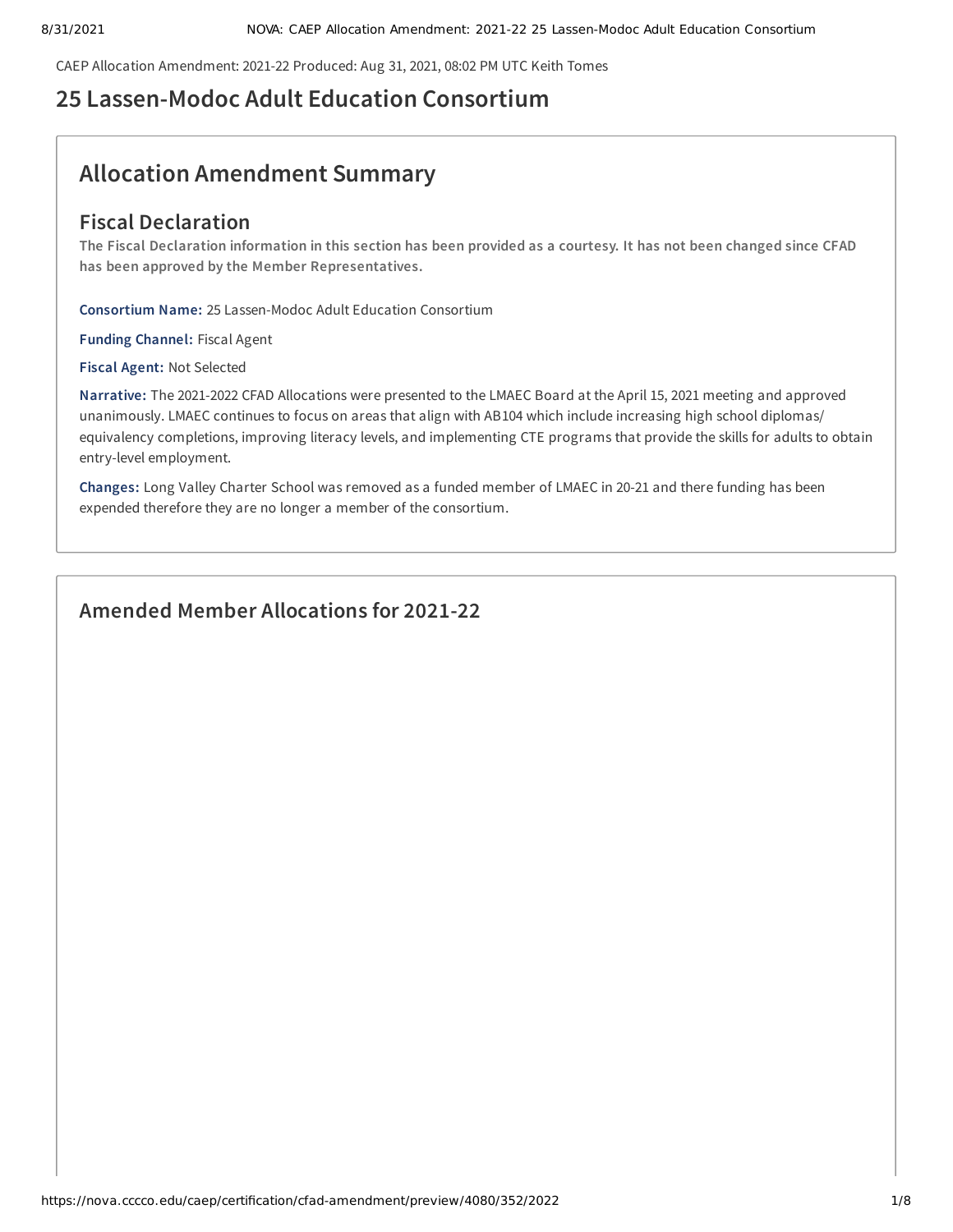CAEP Allocation Amendment: 2021-22 Produced: Aug 31, 2021, 08:02 PM UTC Keith Tomes

# 25 Lassen-Modoc Adult Education Consortium

## Allocation Amendment Summary

### Fiscal Declaration

**The Fiscal Declaration information in this section has been provided as a courtesy. It has not been changed since CFAD has been approved by the Member Representatives.**

**Consortium Name:** 25 Lassen-Modoc Adult Education Consortium

**Funding Channel:** Fiscal Agent

**Fiscal Agent:** Not Selected

**Narrative:** The 2021-2022 CFAD Allocations were presented to the LMAEC Board at the April 15, 2021 meeting and approved unanimously. LMAEC continues to focus on areas that align with AB104 which include increasing high school diplomas/ equivalency completions, improving literacy levels, and implementing CTE programs that provide the skills for adults to obtain entry-level employment.

**Changes:** Long Valley Charter School was removed as a funded member of LMAEC in 20-21 and there funding has been expended therefore they are no longer a member of the consortium.

## Amended Member Allocations for 2021-22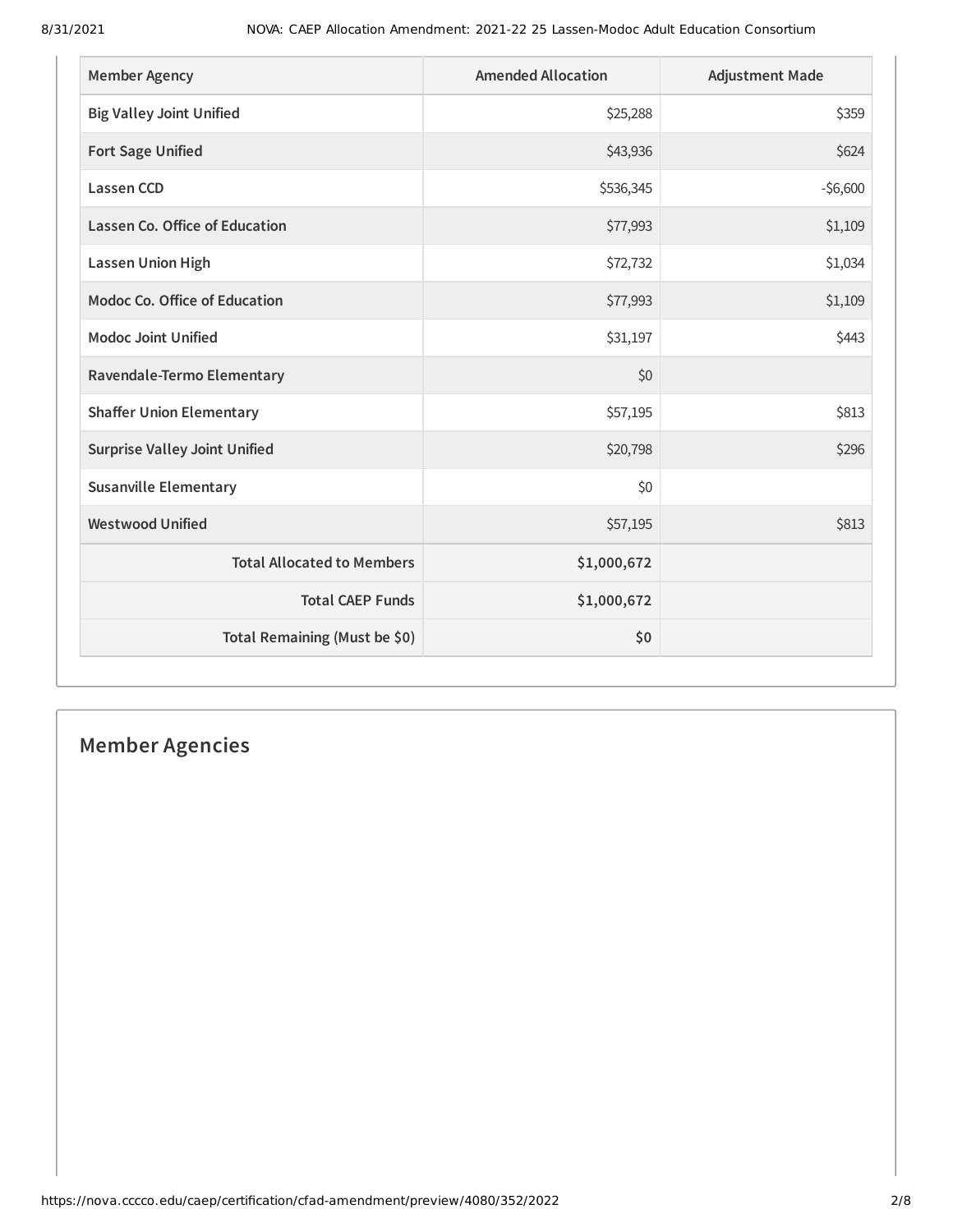| Member Agency | Amended Allocation | Adjustment Made |
| --- | --- | --- |
| Big Valley Joint Unified | $25,288 | $359 |
| Fort Sage Unified | $43,936 | $624 |
| Lassen CCD | $536,345 | -$6,600 |
| Lassen Co. Office of Education | $77,993 | $1,109 |
| Lassen Union High | $72,732 | $1,034 |
| Modoc Co. Office of Education | $77,993 | $1,109 |
| Modoc Joint Unified | $31,197 | $443 |
| Ravendale-Termo Elementary | $0 | |
| Shaffer Union Elementary | $57,195 | $813 |
| Surprise Valley Joint Unified | $20,798 | $296 |
| Susanville Elementary | $0 | |
| Westwood Unified | $57,195 | $813 |
| Total Allocated to Members | $1,000,672 | |
| Total CAEP Funds | $1,000,672 | |
| Total Remaining (Must be $0) | $0 | |

## Member Agencies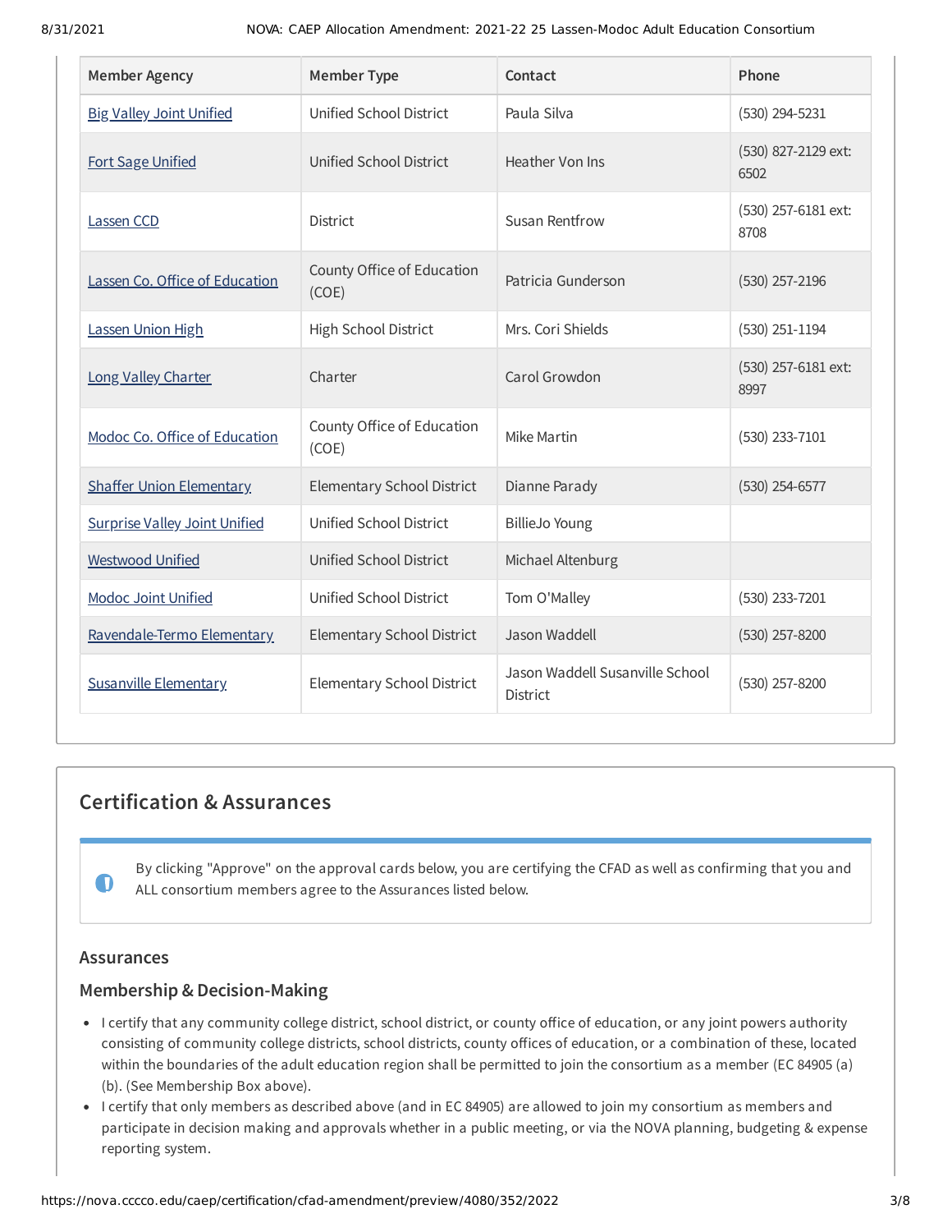| Member Agency | Member Type | Contact | Phone |
|---|---|---|---|
| Big Valley Joint Unified | Unified School District | Paula Silva | (530) 294-5231 |
| Fort Sage Unified | Unified School District | Heather Von Ins | (530) 827-2129 ext: 6502 |
| Lassen CCD | District | Susan Rentfrow | (530) 257-6181 ext: 8708 |
| Lassen Co. Office of Education | County Office of Education (COE) | Patricia Gunderson | (530) 257-2196 |
| Lassen Union High | High School District | Mrs. Cori Shields | (530) 251-1194 |
| Long Valley Charter | Charter | Carol Growdon | (530) 257-6181 ext: 8997 |
| Modoc Co. Office of Education | County Office of Education (COE) | Mike Martin | (530) 233-7101 |
| Shaffer Union Elementary | Elementary School District | Dianne Parady | (530) 254-6577 |
| Surprise Valley Joint Unified | Unified School District | BillieJo Young | |
| Westwood Unified | Unified School District | Michael Altenburg | |
| Modoc Joint Unified | Unified School District | Tom O'Malley | (530) 233-7201 |
| Ravendale-Termo Elementary | Elementary School District | Jason Waddell | (530) 257-8200 |
| Susanville Elementary | Elementary School District | Jason Waddell Susanville School District | (530) 257-8200 |

## Certification & Assurances

By clicking "Approve" on the approval cards below, you are certifying the CFAD as well as confirming that you and ALL consortium members agree to the Assurances listed below.

### Assurances

### Membership & Decision-Making

- I certify that any community college district, school district, or county office of education, or any joint powers authority consisting of community college districts, school districts, county offices of education, or a combination of these, located within the boundaries of the adult education region shall be permitted to join the consortium as a member (EC 84905 (a) (b). (See Membership Box above).
- I certify that only members as described above (and in EC 84905) are allowed to join my consortium as members and participate in decision making and approvals whether in a public meeting, or via the NOVA planning, budgeting & expense reporting system.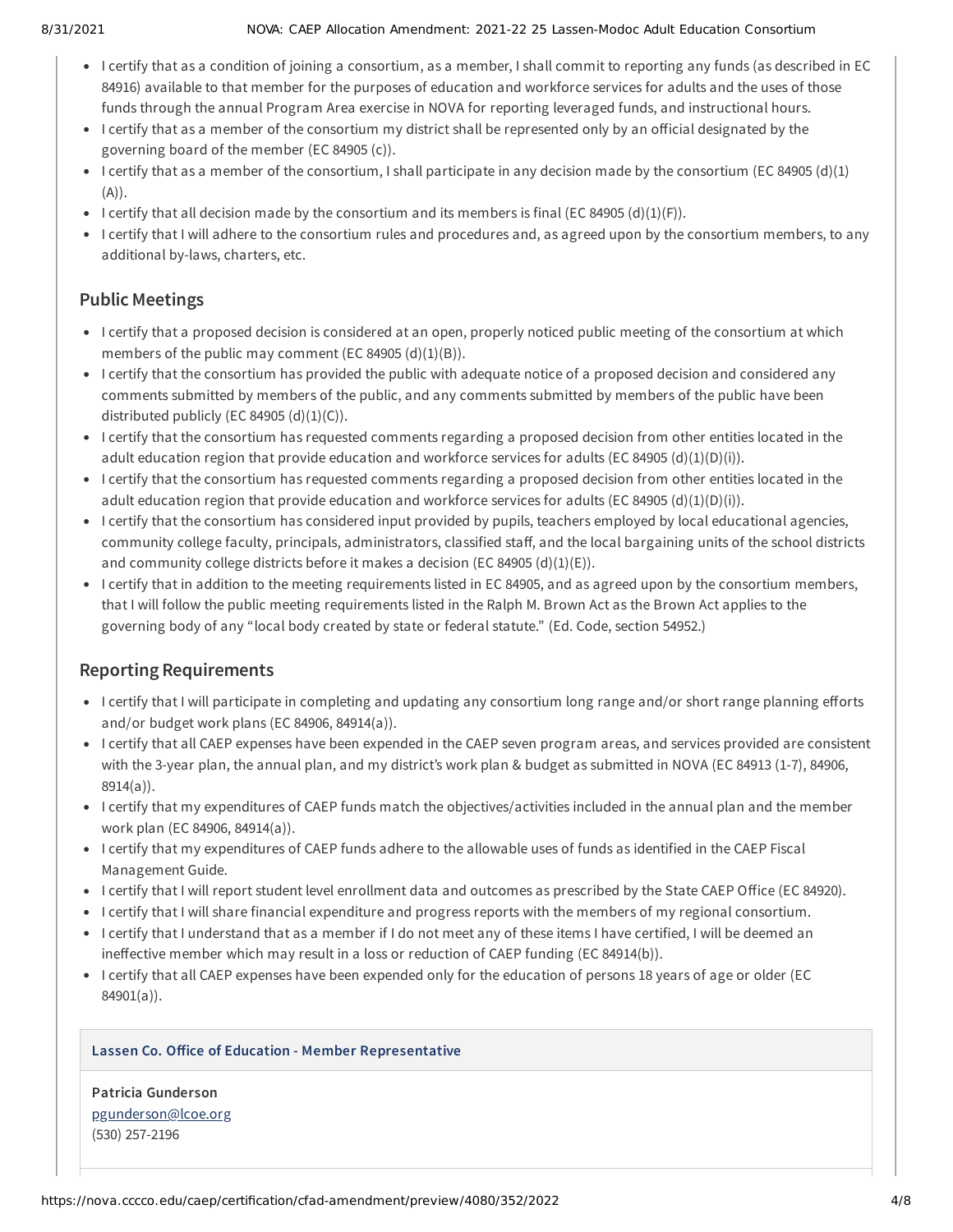- I certify that as a condition of joining a consortium, as a member, I shall commit to reporting any funds (as described in EC 84916) available to that member for the purposes of education and workforce services for adults and the uses of those funds through the annual Program Area exercise in NOVA for reporting leveraged funds, and instructional hours.
- I certify that as a member of the consortium my district shall be represented only by an official designated by the governing board of the member (EC 84905 (c)).
- I certify that as a member of the consortium, I shall participate in any decision made by the consortium (EC 84905 (d)(1)(A)).
- I certify that all decision made by the consortium and its members is final (EC 84905 (d)(1)(F)).
- I certify that I will adhere to the consortium rules and procedures and, as agreed upon by the consortium members, to any additional by-laws, charters, etc.

## Public Meetings

- I certify that a proposed decision is considered at an open, properly noticed public meeting of the consortium at which members of the public may comment (EC 84905 (d)(1)(B)).
- I certify that the consortium has provided the public with adequate notice of a proposed decision and considered any comments submitted by members of the public, and any comments submitted by members of the public have been distributed publicly (EC 84905 (d)(1)(C)).
- I certify that the consortium has requested comments regarding a proposed decision from other entities located in the adult education region that provide education and workforce services for adults (EC 84905 (d)(1)(D)(i)).
- I certify that the consortium has requested comments regarding a proposed decision from other entities located in the adult education region that provide education and workforce services for adults (EC 84905 (d)(1)(D)(i)).
- I certify that the consortium has considered input provided by pupils, teachers employed by local educational agencies, community college faculty, principals, administrators, classified staff, and the local bargaining units of the school districts and community college districts before it makes a decision (EC 84905 (d)(1)(E)).
- I certify that in addition to the meeting requirements listed in EC 84905, and as agreed upon by the consortium members, that I will follow the public meeting requirements listed in the Ralph M. Brown Act as the Brown Act applies to the governing body of any "local body created by state or federal statute." (Ed. Code, section 54952.)

## Reporting Requirements

- I certify that I will participate in completing and updating any consortium long range and/or short range planning efforts and/or budget work plans (EC 84906, 84914(a)).
- I certify that all CAEP expenses have been expended in the CAEP seven program areas, and services provided are consistent with the 3-year plan, the annual plan, and my district's work plan & budget as submitted in NOVA (EC 84913 (1-7), 84906, 8914(a)).
- I certify that my expenditures of CAEP funds match the objectives/activities included in the annual plan and the member work plan (EC 84906, 84914(a)).
- I certify that my expenditures of CAEP funds adhere to the allowable uses of funds as identified in the CAEP Fiscal Management Guide.
- I certify that I will report student level enrollment data and outcomes as prescribed by the State CAEP Office (EC 84920).
- I certify that I will share financial expenditure and progress reports with the members of my regional consortium.
- I certify that I understand that as a member if I do not meet any of these items I have certified, I will be deemed an ineffective member which may result in a loss or reduction of CAEP funding (EC 84914(b)).
- I certify that all CAEP expenses have been expended only for the education of persons 18 years of age or older (EC 84901(a)).

**Lassen Co. Office of Education - Member Representative**

**Patricia Gunderson**
pgunderson@lcoe.org
(530) 257-2196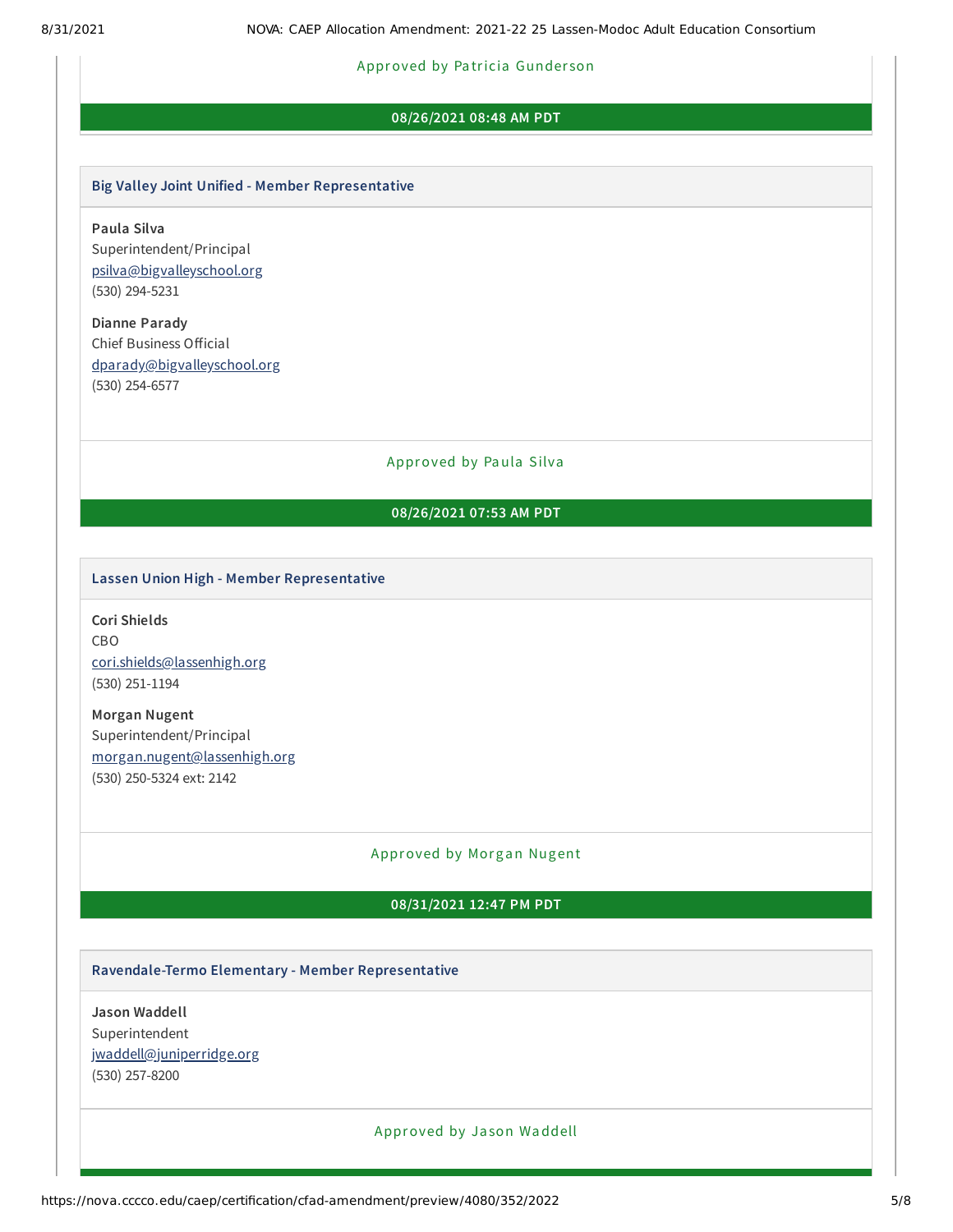Approved by Patricia Gunderson

**08/26/2021 08:48 AM PDT**

### Big Valley Joint Unified - Member Representative

**Paula Silva**
Superintendent/Principal
psilva@bigvalleyschool.org
(530) 294-5231

**Dianne Parady**
Chief Business Official
dparady@bigvalleyschool.org
(530) 254-6577

Approved by Paula Silva

**08/26/2021 07:53 AM PDT**

### Lassen Union High - Member Representative

**Cori Shields**
CBO
cori.shields@lassenhigh.org
(530) 251-1194

**Morgan Nugent**
Superintendent/Principal
morgan.nugent@lassenhigh.org
(530) 250-5324 ext: 2142

Approved by Morgan Nugent

**08/31/2021 12:47 PM PDT**

### Ravendale-Termo Elementary - Member Representative

**Jason Waddell**
Superintendent
jwaddell@juniperridge.org
(530) 257-8200

Approved by Jason Waddell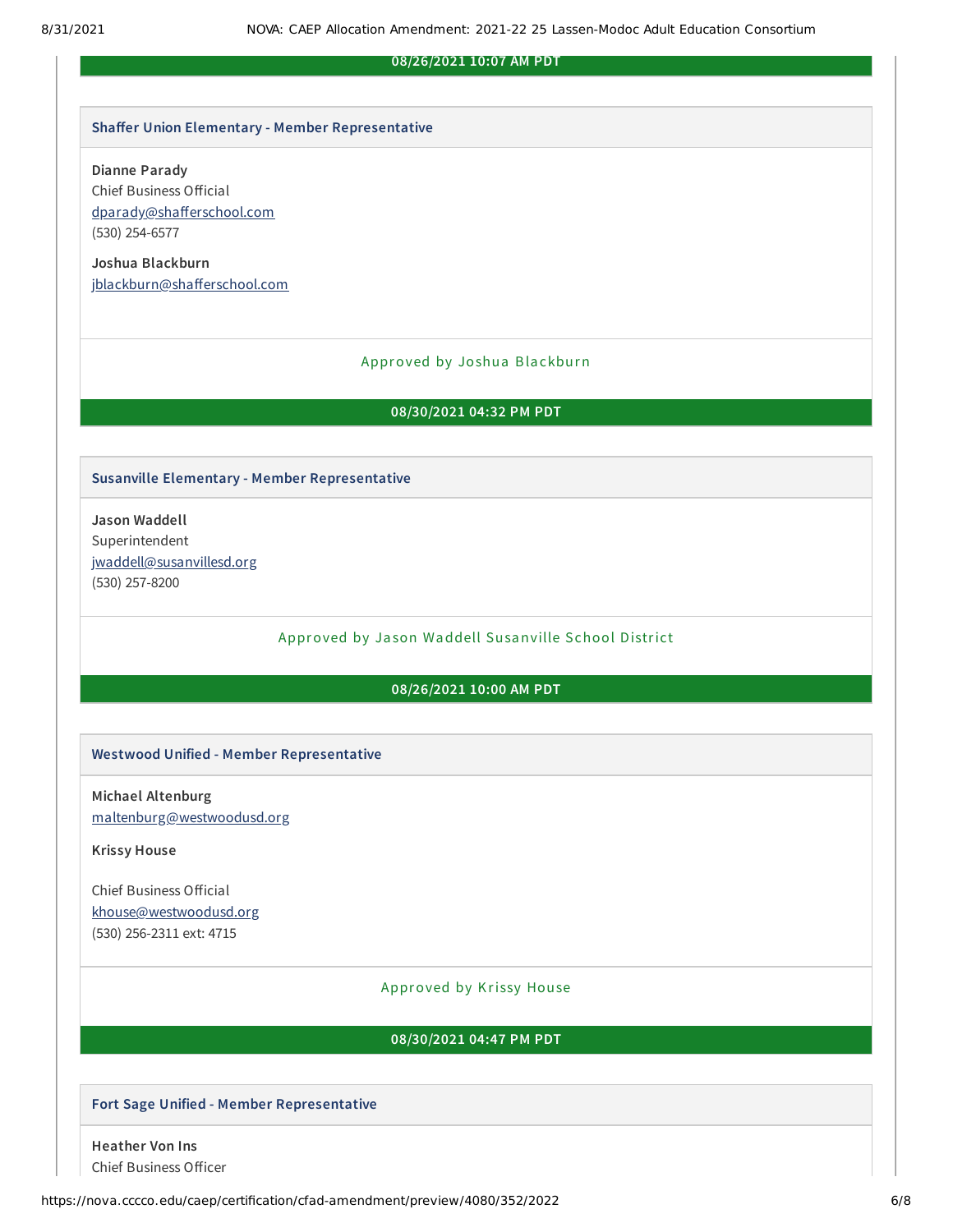**08/26/2021 10:07 AM PDT**

**Shaffer Union Elementary - Member Representative**

**Dianne Parady**
Chief Business Official
dparady@shafferschool.com
(530) 254-6577

**Joshua Blackburn**
jblackburn@shafferschool.com

Approved by Joshua Blackburn

**08/30/2021 04:32 PM PDT**

**Susanville Elementary - Member Representative**

**Jason Waddell**
Superintendent
jwaddell@susanvillesd.org
(530) 257-8200

Approved by Jason Waddell Susanville School District

**08/26/2021 10:00 AM PDT**

**Westwood Unified - Member Representative**

**Michael Altenburg**
maltenburg@westwoodusd.org

**Krissy House**

Chief Business Official
khouse@westwoodusd.org
(530) 256-2311 ext: 4715

Approved by Krissy House

**08/30/2021 04:47 PM PDT**

**Fort Sage Unified - Member Representative**

**Heather Von Ins**
Chief Business Officer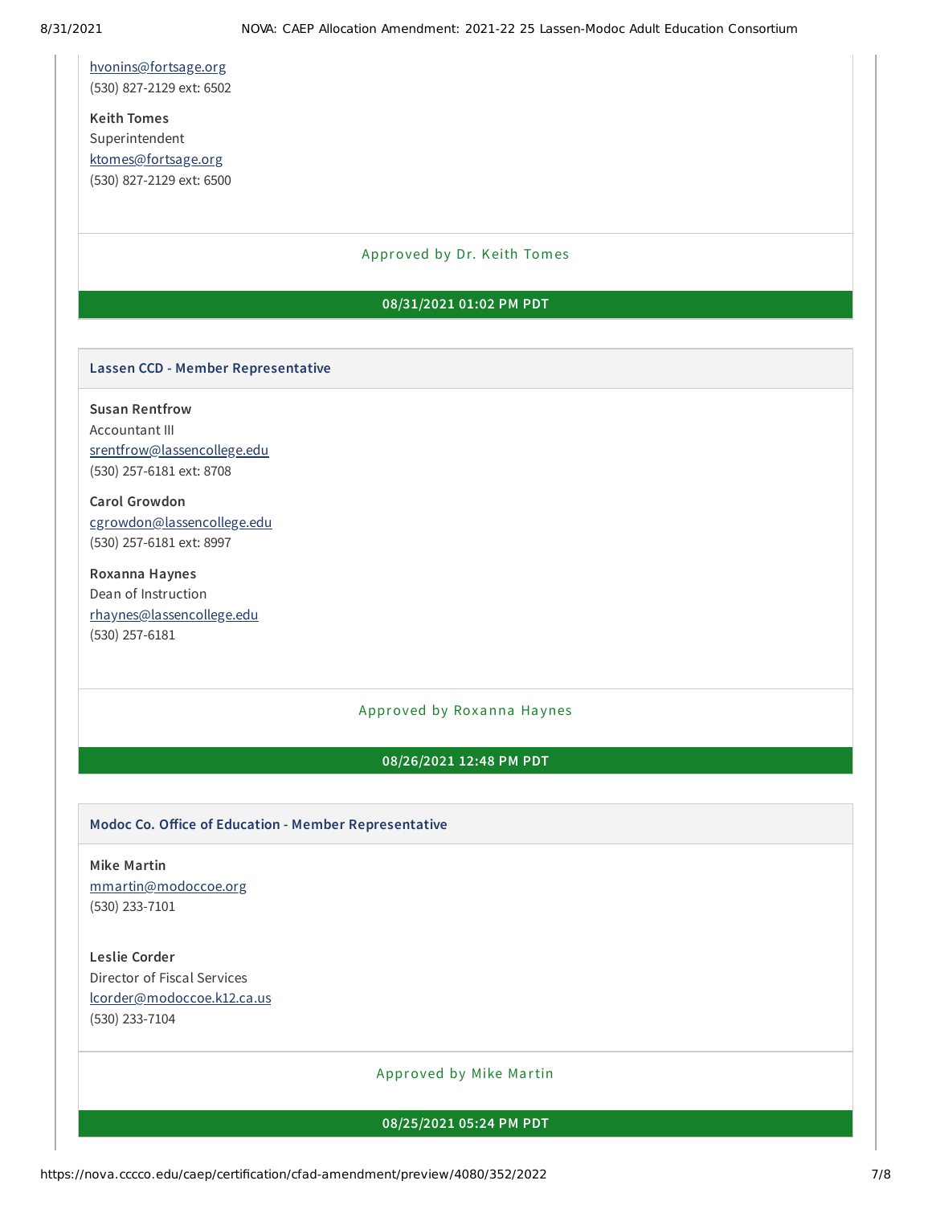hvonins@fortsage.org
(530) 827-2129 ext: 6502

**Keith Tomes**
Superintendent
ktomes@fortsage.org
(530) 827-2129 ext: 6500

Approved by Dr. Keith Tomes

**08/31/2021 01:02 PM PDT**

### Lassen CCD - Member Representative

**Susan Rentfrow**
Accountant III
srentfrow@lassencollege.edu
(530) 257-6181 ext: 8708

**Carol Growdon**
cgrowdon@lassencollege.edu
(530) 257-6181 ext: 8997

**Roxanna Haynes**
Dean of Instruction
rhaynes@lassencollege.edu
(530) 257-6181

Approved by Roxanna Haynes

**08/26/2021 12:48 PM PDT**

### Modoc Co. Office of Education - Member Representative

**Mike Martin**
mmartin@modoccoe.org
(530) 233-7101

**Leslie Corder**
Director of Fiscal Services
lcorder@modoccoe.k12.ca.us
(530) 233-7104

Approved by Mike Martin

**08/25/2021 05:24 PM PDT**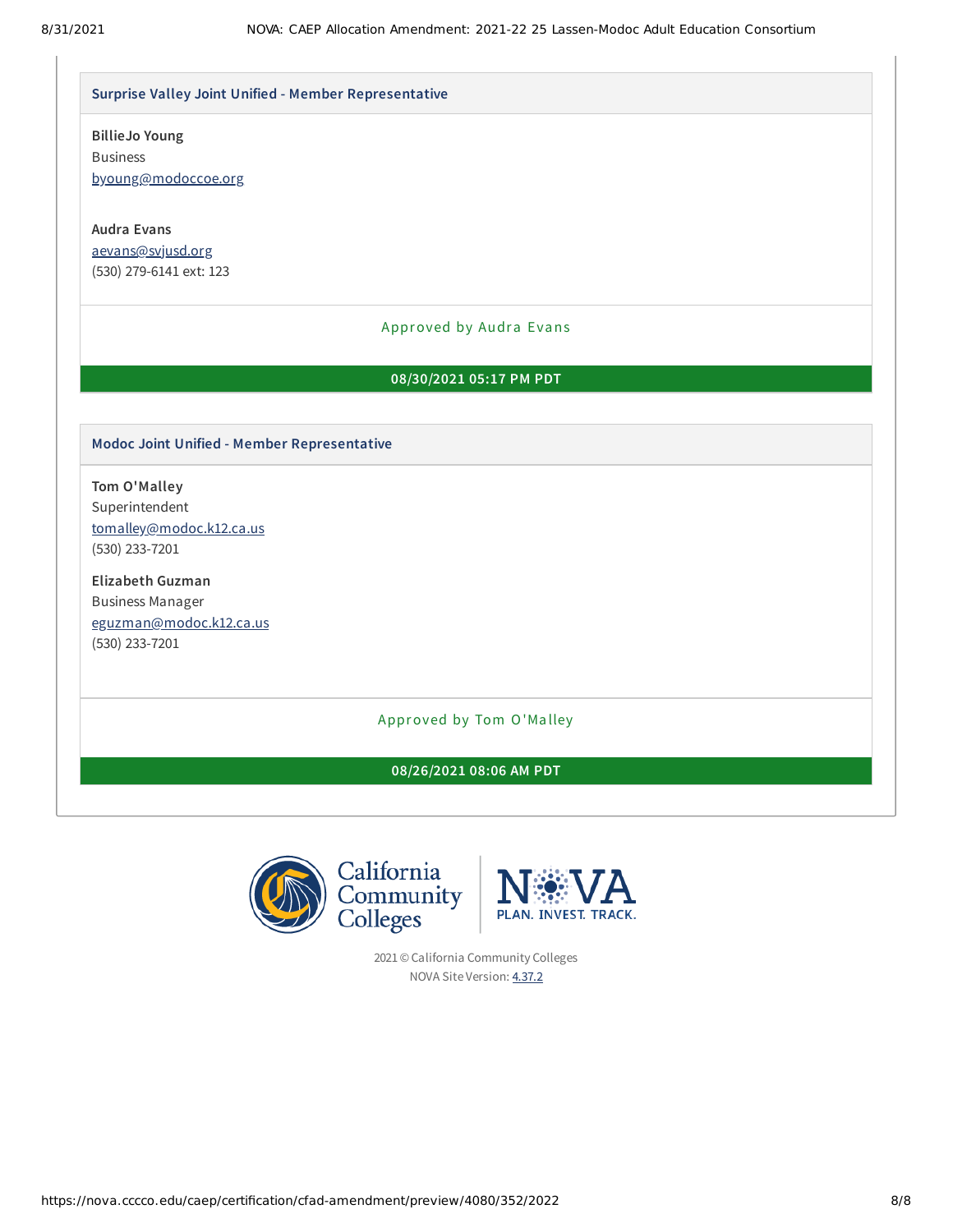### Surprise Valley Joint Unified - Member Representative

**BillieJo Young**
Business
byoung@modoccoe.org

**Audra Evans**
aevans@svjusd.org
(530) 279-6141 ext: 123

Approved by Audra Evans

**08/30/2021 05:17 PM PDT**

### Modoc Joint Unified - Member Representative

**Tom O'Malley**
Superintendent
tomalley@modoc.k12.ca.us
(530) 233-7201

**Elizabeth Guzman**
Business Manager
eguzman@modoc.k12.ca.us
(530) 233-7201

Approved by Tom O'Malley

**08/26/2021 08:06 AM PDT**

California Community Colleges | NOVA PLAN. INVEST. TRACK.

2021 © California Community Colleges
NOVA Site Version: 4.37.2